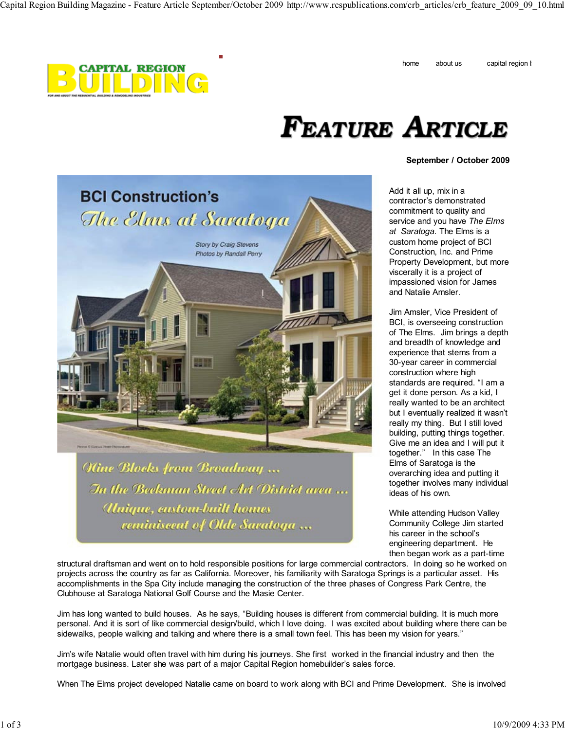# FEATURE ARTICLE

**September / October 2009**

## BCI Construction's *The Elms at Saratoga*

Story by Craig Stevens
Photos by Randall Perry

*Nine Blocks from Broadway ...*
*In the Beekman Street Art District area ...*
*Unique, custom-built homes reminiscent of Olde Saratoga ...*

Add it all up, mix in a contractor's demonstrated commitment to quality and service and you have *The Elms at Saratoga.* The Elms is a custom home project of BCI Construction, Inc. and Prime Property Development, but more viscerally it is a project of impassioned vision for James and Natalie Amsler.

Jim Amsler, Vice President of BCI, is overseeing construction of The Elms. Jim brings a depth and breadth of knowledge and experience that stems from a 30-year career in commercial construction where high standards are required. "I am a get it done person. As a kid, I really wanted to be an architect but I eventually realized it wasn't really my thing. But I still loved building, putting things together. Give me an idea and I will put it together." In this case The Elms of Saratoga is the overarching idea and putting it together involves many individual ideas of his own.

While attending Hudson Valley Community College Jim started his career in the school's engineering department. He then began work as a part-time structural draftsman and went on to hold responsible positions for large commercial contractors. In doing so he worked on projects across the country as far as California. Moreover, his familiarity with Saratoga Springs is a particular asset. His accomplishments in the Spa City include managing the construction of the three phases of Congress Park Centre, the Clubhouse at Saratoga National Golf Course and the Masie Center.

Jim has long wanted to build houses. As he says, "Building houses is different from commercial building. It is much more personal. And it is sort of like commercial design/build, which I love doing. I was excited about building where there can be sidewalks, people walking and talking and where there is a small town feel. This has been my vision for years."

Jim's wife Natalie would often travel with him during his journeys. She first worked in the financial industry and then the mortgage business. Later she was part of a major Capital Region homebuilder's sales force.

When The Elms project developed Natalie came on board to work along with BCI and Prime Development. She is involved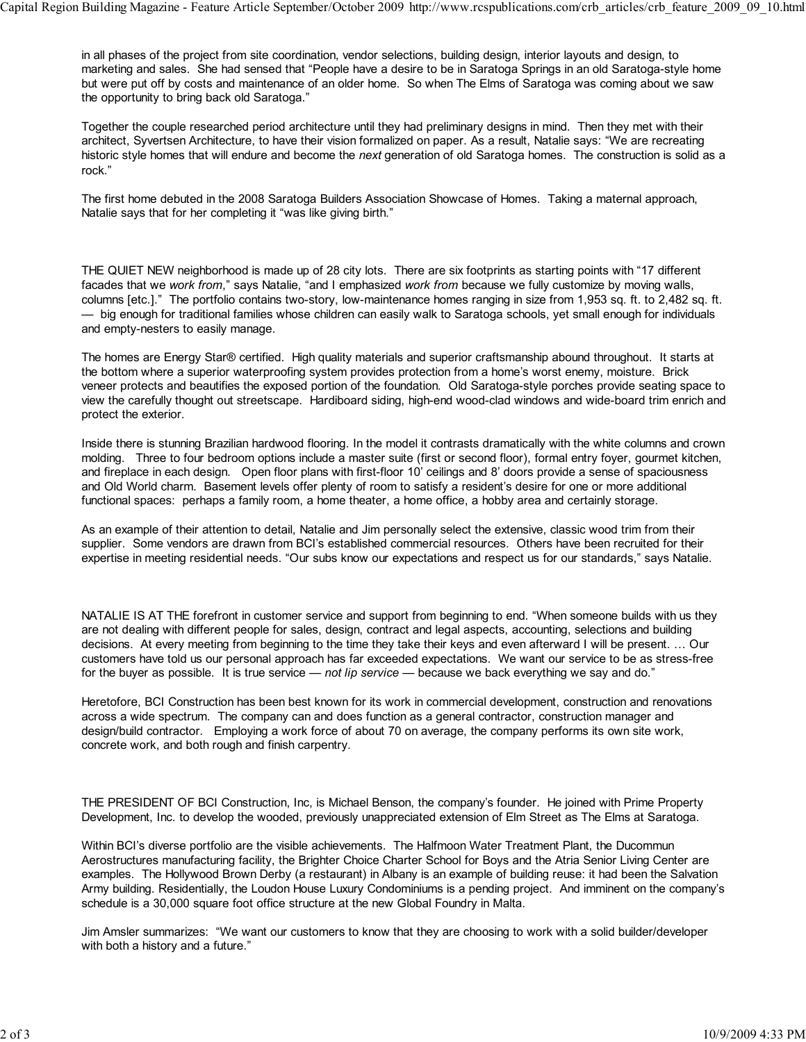in all phases of the project from site coordination, vendor selections, building design, interior layouts and design, to marketing and sales. She had sensed that "People have a desire to be in Saratoga Springs in an old Saratoga-style home but were put off by costs and maintenance of an older home. So when The Elms of Saratoga was coming about we saw the opportunity to bring back old Saratoga."

Together the couple researched period architecture until they had preliminary designs in mind. Then they met with their architect, Syvertsen Architecture, to have their vision formalized on paper. As a result, Natalie says: "We are recreating historic style homes that will endure and become the *next* generation of old Saratoga homes. The construction is solid as a rock."

The first home debuted in the 2008 Saratoga Builders Association Showcase of Homes. Taking a maternal approach, Natalie says that for her completing it "was like giving birth."

THE QUIET NEW neighborhood is made up of 28 city lots. There are six footprints as starting points with "17 different facades that we *work from*," says Natalie, "and I emphasized *work from* because we fully customize by moving walls, columns [etc.]." The portfolio contains two-story, low-maintenance homes ranging in size from 1,953 sq. ft. to 2,482 sq. ft. — big enough for traditional families whose children can easily walk to Saratoga schools, yet small enough for individuals and empty-nesters to easily manage.

The homes are Energy Star® certified. High quality materials and superior craftsmanship abound throughout. It starts at the bottom where a superior waterproofing system provides protection from a home's worst enemy, moisture. Brick veneer protects and beautifies the exposed portion of the foundation. Old Saratoga-style porches provide seating space to view the carefully thought out streetscape. Hardiboard siding, high-end wood-clad windows and wide-board trim enrich and protect the exterior.

Inside there is stunning Brazilian hardwood flooring. In the model it contrasts dramatically with the white columns and crown molding. Three to four bedroom options include a master suite (first or second floor), formal entry foyer, gourmet kitchen, and fireplace in each design. Open floor plans with first-floor 10' ceilings and 8' doors provide a sense of spaciousness and Old World charm. Basement levels offer plenty of room to satisfy a resident's desire for one or more additional functional spaces: perhaps a family room, a home theater, a home office, a hobby area and certainly storage.

As an example of their attention to detail, Natalie and Jim personally select the extensive, classic wood trim from their supplier. Some vendors are drawn from BCI's established commercial resources. Others have been recruited for their expertise in meeting residential needs. "Our subs know our expectations and respect us for our standards," says Natalie.

NATALIE IS AT THE forefront in customer service and support from beginning to end. "When someone builds with us they are not dealing with different people for sales, design, contract and legal aspects, accounting, selections and building decisions. At every meeting from beginning to the time they take their keys and even afterward I will be present. … Our customers have told us our personal approach has far exceeded expectations. We want our service to be as stress-free for the buyer as possible. It is true service — *not lip service* — because we back everything we say and do."

Heretofore, BCI Construction has been best known for its work in commercial development, construction and renovations across a wide spectrum. The company can and does function as a general contractor, construction manager and design/build contractor. Employing a work force of about 70 on average, the company performs its own site work, concrete work, and both rough and finish carpentry.

THE PRESIDENT OF BCI Construction, Inc, is Michael Benson, the company's founder. He joined with Prime Property Development, Inc. to develop the wooded, previously unappreciated extension of Elm Street as The Elms at Saratoga.

Within BCI's diverse portfolio are the visible achievements. The Halfmoon Water Treatment Plant, the Ducommun Aerostructures manufacturing facility, the Brighter Choice Charter School for Boys and the Atria Senior Living Center are examples. The Hollywood Brown Derby (a restaurant) in Albany is an example of building reuse: it had been the Salvation Army building. Residentially, the Loudon House Luxury Condominiums is a pending project. And imminent on the company's schedule is a 30,000 square foot office structure at the new Global Foundry in Malta.

Jim Amsler summarizes: "We want our customers to know that they are choosing to work with a solid builder/developer with both a history and a future."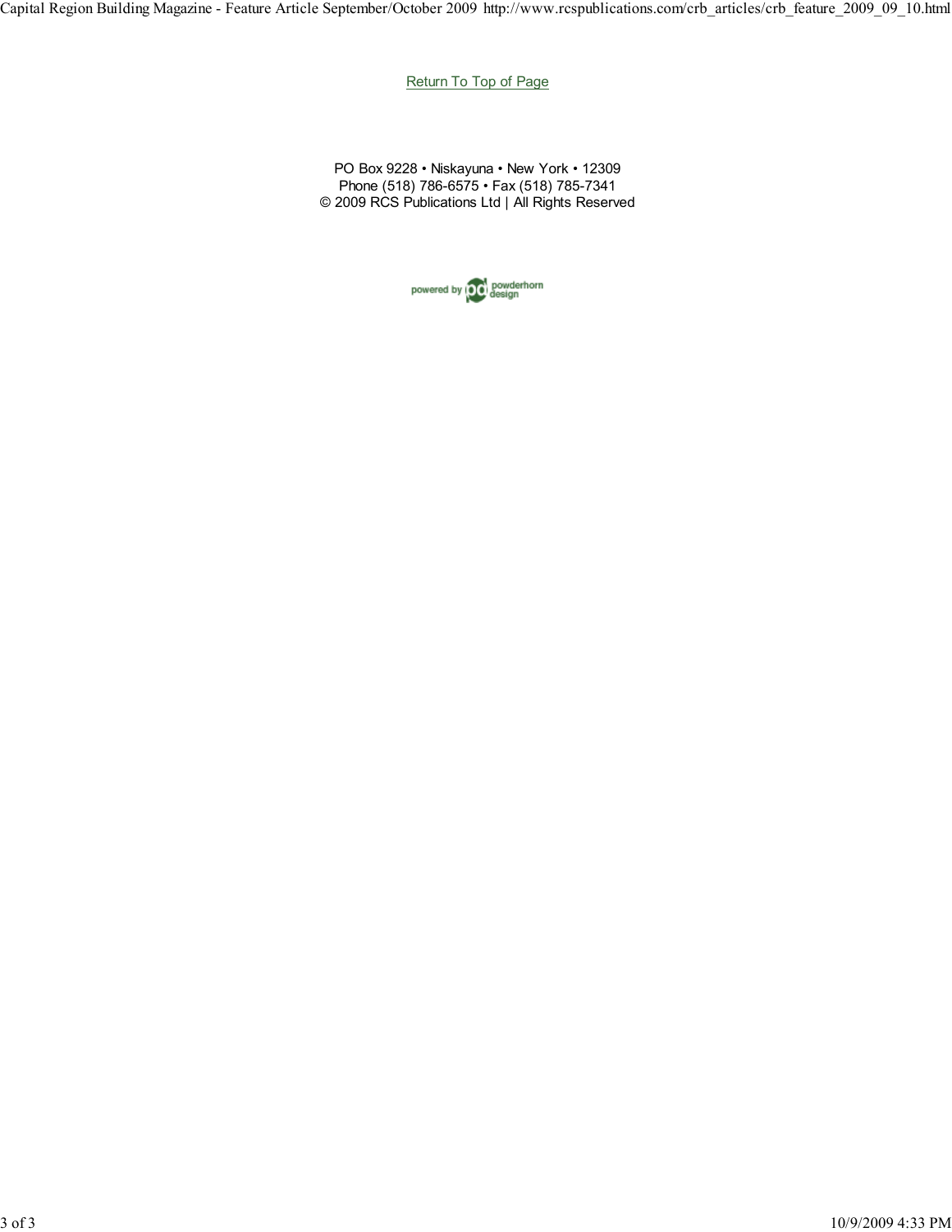Return To Top of Page

PO Box 9228 • Niskayuna • New York • 12309
Phone (518) 786-6575 • Fax (518) 785-7341
© 2009 RCS Publications Ltd | All Rights Reserved

powered by powderhorn design